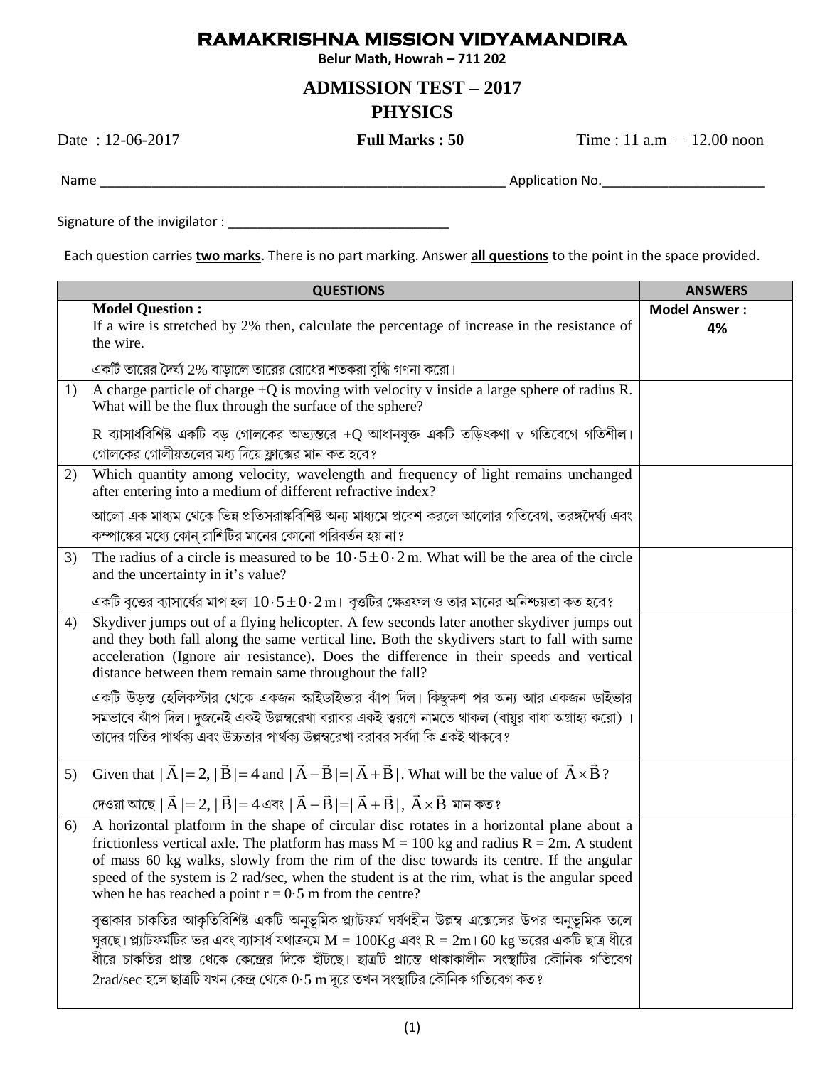# RAMAKRISHNA MISSION VIDYAMANDIRA

**Belur Math, Howrah – 711 202**

## ADMISSION TEST – 2017

## PHYSICS

Date : 12-06-2017 **Full Marks : 50** Time : 11 a.m – 12.00 noon

Name ________________________________________________ Application No.____________________

Signature of the invigilator : ____________________________

Each question carries **two marks**. There is no part marking. Answer **all questions** to the point in the space provided.

| | QUESTIONS | ANSWERS |
|---|---|---|
| | **Model Question :** If a wire is stretched by 2% then, calculate the percentage of increase in the resistance of the wire. <br><br> একটি তারের দৈর্ঘ্য 2% বাড়ালে তারের রোধের শতকরা বৃদ্ধি গণনা করো। | **Model Answer :** **4%** |
| 1) | A charge particle of charge +Q is moving with velocity v inside a large sphere of radius R. What will be the flux through the surface of the sphere? <br><br> R ব্যাসার্ধবিশিষ্ট একটি বড় গোলকের অভ্যন্তরে +Q আধানযুক্ত একটি তড়িৎকণা v গতিবেগে গতিশীল। গোলকের গোলীয়তলের মধ্য দিয়ে ফ্লাক্সের মান কত হবে? | |
| 2) | Which quantity among velocity, wavelength and frequency of light remains unchanged after entering into a medium of different refractive index? <br><br> আলো এক মাধ্যম থেকে ভিন্ন প্রতিসরাঙ্কবিশিষ্ট অন্য মাধ্যমে প্রবেশ করলে আলোর গতিবেগ, তরঙ্গদৈর্ঘ্য এবং কম্পাঙ্কের মধ্যে কোন্ রাশিটির মানের কোনো পরিবর্তন হয় না? | |
| 3) | The radius of a circle is measured to be $10 \cdot 5 \pm 0 \cdot 2$ m. What will be the area of the circle and the uncertainty in it's value? <br><br> একটি বৃত্তের ব্যাসার্ধের মাপ হল $10 \cdot 5 \pm 0 \cdot 2$ m। বৃত্তটির ক্ষেত্রফল ও তার মানের অনিশ্চয়তা কত হবে? | |
| 4) | Skydiver jumps out of a flying helicopter. A few seconds later another skydiver jumps out and they both fall along the same vertical line. Both the skydivers start to fall with same acceleration (Ignore air resistance). Does the difference in their speeds and vertical distance between them remain same throughout the fall? <br><br> একটি উড়ন্ত হেলিকপ্টার থেকে একজন স্কাইডাইভার ঝাঁপ দিল। কিছুক্ষণ পর অন্য আর একজন ডাইভার সমভাবে ঝাঁপ দিল। দুজনেই একই উল্লম্বরেখা বরাবর একই ত্বরণে নামতে থাকল (বায়ুর বাধা অগ্রাহ্য করো)। তাদের গতির পার্থক্য এবং উচ্চতার পার্থক্য উল্লম্বরেখা বরাবর সর্বদা কি একই থাকবে? | |
| 5) | Given that $\|\vec{A}\| = 2, \|\vec{B}\| = 4$ and $\|\vec{A} - \vec{B}\| = \|\vec{A} + \vec{B}\|$. What will be the value of $\vec{A} \times \vec{B}$? <br><br> দেওয়া আছে $\|\vec{A}\| = 2, \|\vec{B}\| = 4$ এবং $\|\vec{A} - \vec{B}\| = \|\vec{A} + \vec{B}\|$, $\vec{A} \times \vec{B}$ মান কত? | |
| 6) | A horizontal platform in the shape of circular disc rotates in a horizontal plane about a frictionless vertical axle. The platform has mass M = 100 kg and radius R = 2m. A student of mass 60 kg walks, slowly from the rim of the disc towards its centre. If the angular speed of the system is 2 rad/sec, when the student is at the rim, what is the angular speed when he has reached a point r = 0·5 m from the centre? <br><br> বৃত্তাকার চাকতির আকৃতিবিশিষ্ট একটি অনুভূমিক প্ল্যাটফর্ম ঘর্ষণহীন উল্লম্ব এক্সেলের উপর অনুভূমিক তলে ঘুরছে। প্ল্যাটফর্মটির ভর এবং ব্যাসার্ধ যথাক্রমে M = 100Kg এবং R = 2m। 60 kg ভরের একটি ছাত্র ধীরে ধীরে চাকতির প্রান্ত থেকে কেন্দ্রের দিকে হাঁটছে। ছাত্রটি প্রান্তে থাকাকালীন সংস্থাটির কৌনিক গতিবেগ 2rad/sec হলে ছাত্রটি যখন কেন্দ্র থেকে 0·5 m দূরে তখন সংস্থাটির কৌনিক গতিবেগ কত? | |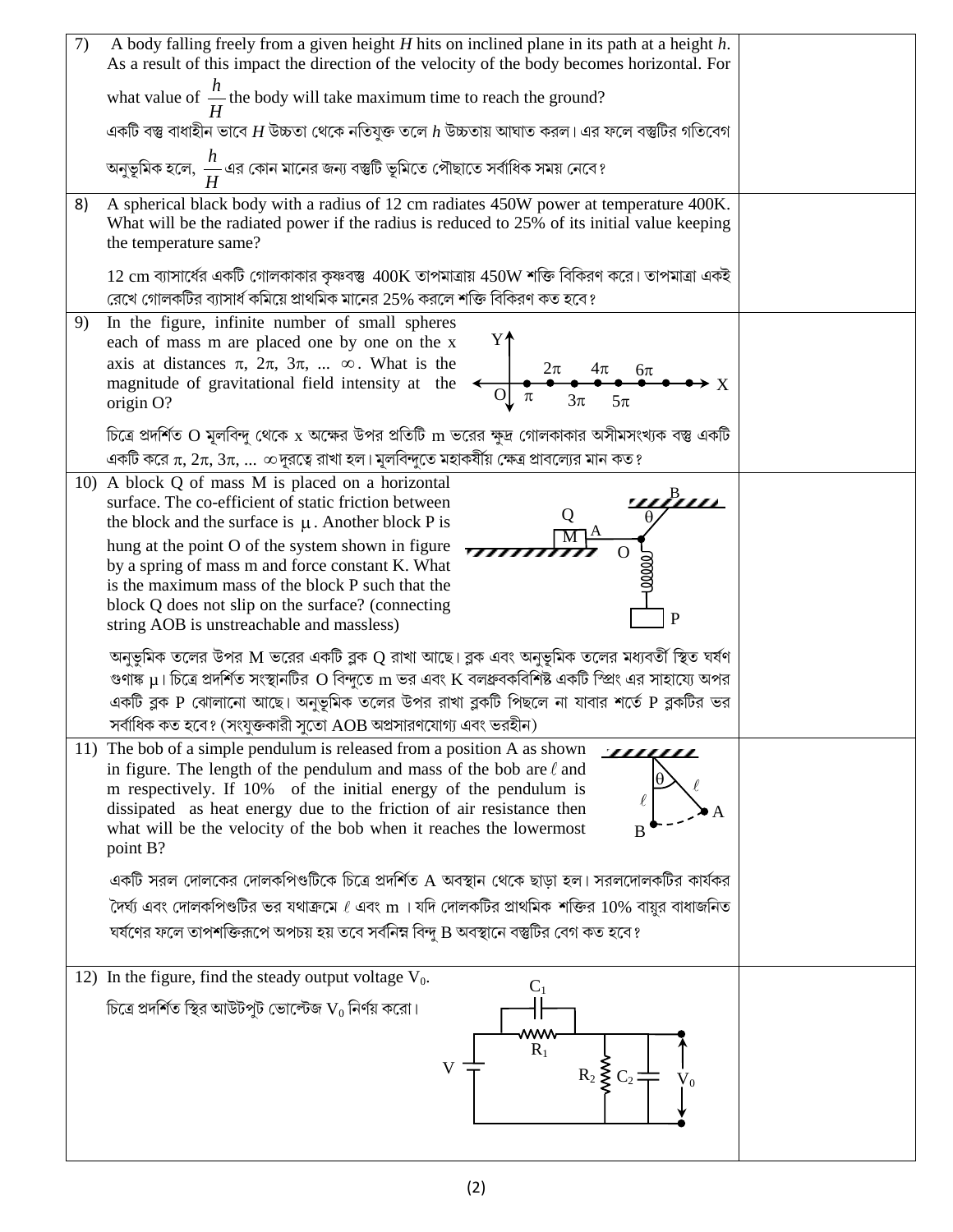| | |
|---|---|
| 7) A body falling freely from a given height $H$ hits on inclined plane in its path at a height $h$. As a result of this impact the direction of the velocity of the body becomes horizontal. For what value of $\frac{h}{H}$ the body will take maximum time to reach the ground?<br><br>একটি বস্তু বাধাহীন ভাবে $H$ উচ্চতা থেকে নতিযুক্ত তলে $h$ উচ্চতায় আঘাত করল। এর ফলে বস্তুটির গতিবেগ অনুভূমিক হলে, $\frac{h}{H}$ এর কোন মানের জন্য বস্তুটি ভূমিতে পৌছাতে সর্বাধিক সময় নেবে? | |
| 8) A spherical black body with a radius of 12 cm radiates 450W power at temperature 400K. What will be the radiated power if the radius is reduced to 25% of its initial value keeping the temperature same?<br><br>12 cm ব্যাসার্ধের একটি গোলকাকার কৃষ্ণবস্তু 400K তাপমাত্রায় 450W শক্তি বিকিরণ করে। তাপমাত্রা একই রেখে গোলকটির ব্যাসার্ধ কমিয়ে প্রাথমিক মানের 25% করলে শক্তি বিকিরণ কত হবে? | |
| 9) In the figure, infinite number of small spheres each of mass m are placed one by one on the x axis at distances $\pi$, $2\pi$, $3\pi$, ... $\infty$. What is the magnitude of gravitational field intensity at the origin O?<br><br>চিত্রে প্রদর্শিত O মূলবিন্দু থেকে x অক্ষের উপর প্রতিটি m ভরের ক্ষুদ্র গোলকাকার অসীমসংখ্যক বস্তু একটি একটি করে $\pi$, $2\pi$, $3\pi$, ... $\infty$ দূরত্বে রাখা হল। মূলবিন্দুতে মহাকর্ষীয় ক্ষেত্র প্রাবল্যের মান কত? | |
| 10) A block Q of mass M is placed on a horizontal surface. The co-efficient of static friction between the block and the surface is $\mu$. Another block P is hung at the point O of the system shown in figure by a spring of mass m and force constant K. What is the maximum mass of the block P such that the block Q does not slip on the surface? (connecting string AOB is unstreachable and massless)<br><br>অনুভূমিক তলের উপর M ভরের একটি ব্লক Q রাখা আছে। ব্লক এবং অনুভূমিক তলের মধ্যবর্তী স্থিত ঘর্ষণ গুণাঙ্ক $\mu$। চিত্রে প্রদর্শিত সংস্থানটির O বিন্দুতে m ভর এবং K বলধ্রুবকবিশিষ্ট একটি স্প্রিং এর সাহায্যে অপর একটি ব্লক P ঝোলানো আছে। অনুভূমিক তলের উপর রাখা ব্লকটি পিছলে না যাবার শর্তে P ব্লকটির ভর সর্বাধিক কত হবে? (সংযুক্তকারী সুতো AOB অপ্রসারণযোগ্য এবং ভরহীন) | |
| 11) The bob of a simple pendulum is released from a position A as shown in figure. The length of the pendulum and mass of the bob are $\ell$ and m respectively. If 10% of the initial energy of the pendulum is dissipated as heat energy due to the friction of air resistance then what will be the velocity of the bob when it reaches the lowermost point B?<br><br>একটি সরল দোলকের দোলকপিণ্ডটিকে চিত্রে প্রদর্শিত A অবস্থান থেকে ছাড়া হল। সরলদোলকটির কার্যকর দৈর্ঘ্য এবং দোলকপিণ্ডটির ভর যথাক্রমে $\ell$ এবং m। যদি দোলকটির প্রাথমিক শক্তির 10% বায়ুর বাধাজনিত ঘর্ষণের ফলে তাপশক্তিরূপে অপচয় হয় তবে সর্বনিম্ন বিন্দু B অবস্থানে বস্তুটির বেগ কত হবে? | |
| 12) In the figure, find the steady output voltage $V_0$.<br><br>চিত্রে প্রদর্শিত স্থির আউটপুট ভোল্টেজ $V_0$ নির্ণয় করো। | |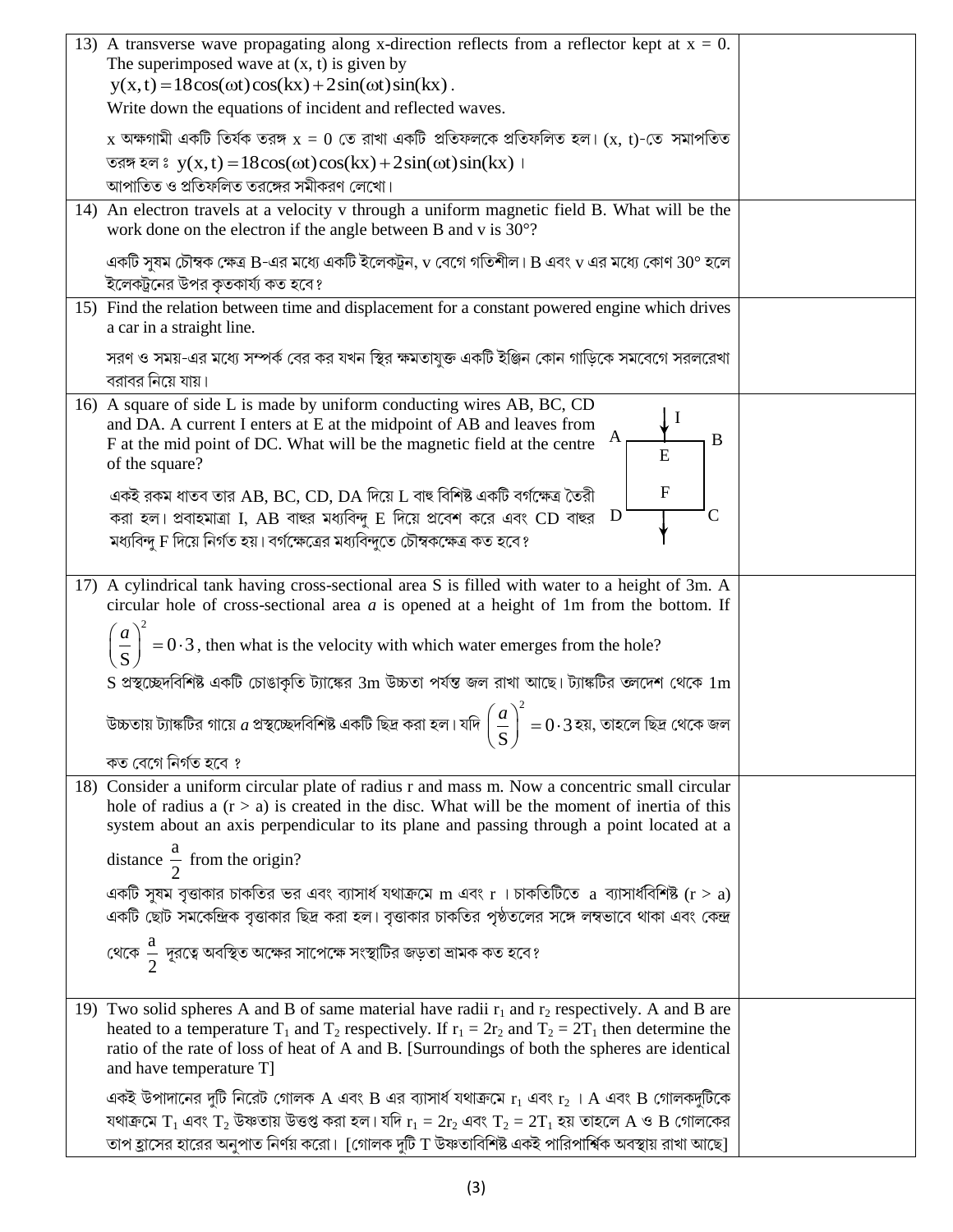| | |
|---|---|
| 13) A transverse wave propagating along x-direction reflects from a reflector kept at x = 0. The superimposed wave at (x, t) is given by $y(x,t) = 18\cos(\omega t)\cos(kx) + 2\sin(\omega t)\sin(kx)$. Write down the equations of incident and reflected waves.<br><br>x অক্ষগামী একটি তির্যক তরঙ্গ x = 0 তে রাখা একটি প্রতিফলকে প্রতিফলিত হল। (x, t)-তে সমাপতিত তরঙ্গ হল : $y(x,t) = 18\cos(\omega t)\cos(kx) + 2\sin(\omega t)\sin(kx)$ । আপাতিত ও প্রতিফলিত তরঙ্গের সমীকরণ লেখো। | |
| 14) An electron travels at a velocity v through a uniform magnetic field B. What will be the work done on the electron if the angle between B and v is 30°?<br><br>একটি সুষম চৌম্বক ক্ষেত্র B-এর মধ্যে একটি ইলেকট্রন, v বেগে গতিশীল। B এবং v এর মধ্যে কোণ 30° হলে ইলেকট্রনের উপর কৃতকার্য্য কত হবে? | |
| 15) Find the relation between time and displacement for a constant powered engine which drives a car in a straight line.<br><br>সরণ ও সময়-এর মধ্যে সম্পর্ক বের কর যখন স্থির ক্ষমতাযুক্ত একটি ইঞ্জিন কোন গাড়িকে সমবেগে সরলরেখা বরাবর নিয়ে যায়। | |
| 16) A square of side L is made by uniform conducting wires AB, BC, CD and DA. A current I enters at E at the midpoint of AB and leaves from F at the mid point of DC. What will be the magnetic field at the centre of the square?<br><br>একই রকম ধাতব তার AB, BC, CD, DA দিয়ে L বাহু বিশিষ্ট একটি বর্গক্ষেত্র তৈরী করা হল। প্রবাহমাত্রা I, AB বাহুর মধ্যবিন্দু E দিয়ে প্রবেশ করে এবং CD বাহুর মধ্যবিন্দু F দিয়ে নির্গত হয়। বর্গক্ষেত্রের মধ্যবিন্দুতে চৌম্বকক্ষেত্র কত হবে? | |
| 17) A cylindrical tank having cross-sectional area S is filled with water to a height of 3m. A circular hole of cross-sectional area *a* is opened at a height of 1m from the bottom. If $\left(\frac{a}{S}\right)^2 = 0\cdot3$, then what is the velocity with which water emerges from the hole?<br><br>S প্রস্থচ্ছেদবিশিষ্ট একটি চোঙাকৃতি ট্যাঙ্কের 3m উচ্চতা পর্যন্ত জল রাখা আছে। ট্যাঙ্কটির তলদেশ থেকে 1m উচ্চতায় ট্যাঙ্কটির গায়ে *a* প্রস্থচ্ছেদবিশিষ্ট একটি ছিদ্র করা হল। যদি $\left(\frac{a}{S}\right)^2 = 0\cdot3$ হয়, তাহলে ছিদ্র থেকে জল কত বেগে নির্গত হবে ? | |
| 18) Consider a uniform circular plate of radius r and mass m. Now a concentric small circular hole of radius a (r > a) is created in the disc. What will be the moment of inertia of this system about an axis perpendicular to its plane and passing through a point located at a distance $\frac{a}{2}$ from the origin?<br><br>একটি সুষম বৃত্তাকার চাকতির ভর এবং ব্যাসার্ধ যথাক্রমে m এবং r । চাকতিটিতে a ব্যাসার্ধবিশিষ্ট (r > a) একটি ছোট সমকেন্দ্রিক বৃত্তাকার ছিদ্র করা হল। বৃত্তাকার চাকতির পৃষ্ঠতলের সঙ্গে লম্বভাবে থাকা এবং কেন্দ্র থেকে $\frac{a}{2}$ দূরত্বে অবস্থিত অক্ষের সাপেক্ষে সংস্থাটির জড়তা ভ্রামক কত হবে? | |
| 19) Two solid spheres A and B of same material have radii $r_1$ and $r_2$ respectively. A and B are heated to a temperature $T_1$ and $T_2$ respectively. If $r_1 = 2r_2$ and $T_2 = 2T_1$ then determine the ratio of the rate of loss of heat of A and B. [Surroundings of both the spheres are identical and have temperature T]<br><br>একই উপাদানের দুটি নিরেট গোলক A এবং B এর ব্যাসার্ধ যথাক্রমে $r_1$ এবং $r_2$ । A এবং B গোলকদুটিকে যথাক্রমে $T_1$ এবং $T_2$ উষ্ণতায় উত্তপ্ত করা হল। যদি $r_1 = 2r_2$ এবং $T_2 = 2T_1$ হয় তাহলে A ও B গোলকের তাপ হ্রাসের হারের অনুপাত নির্ণয় করো। [গোলক দুটি T উষ্ণতাবিশিষ্ট একই পারিপার্শ্বিক অবস্থায় রাখা আছে] | |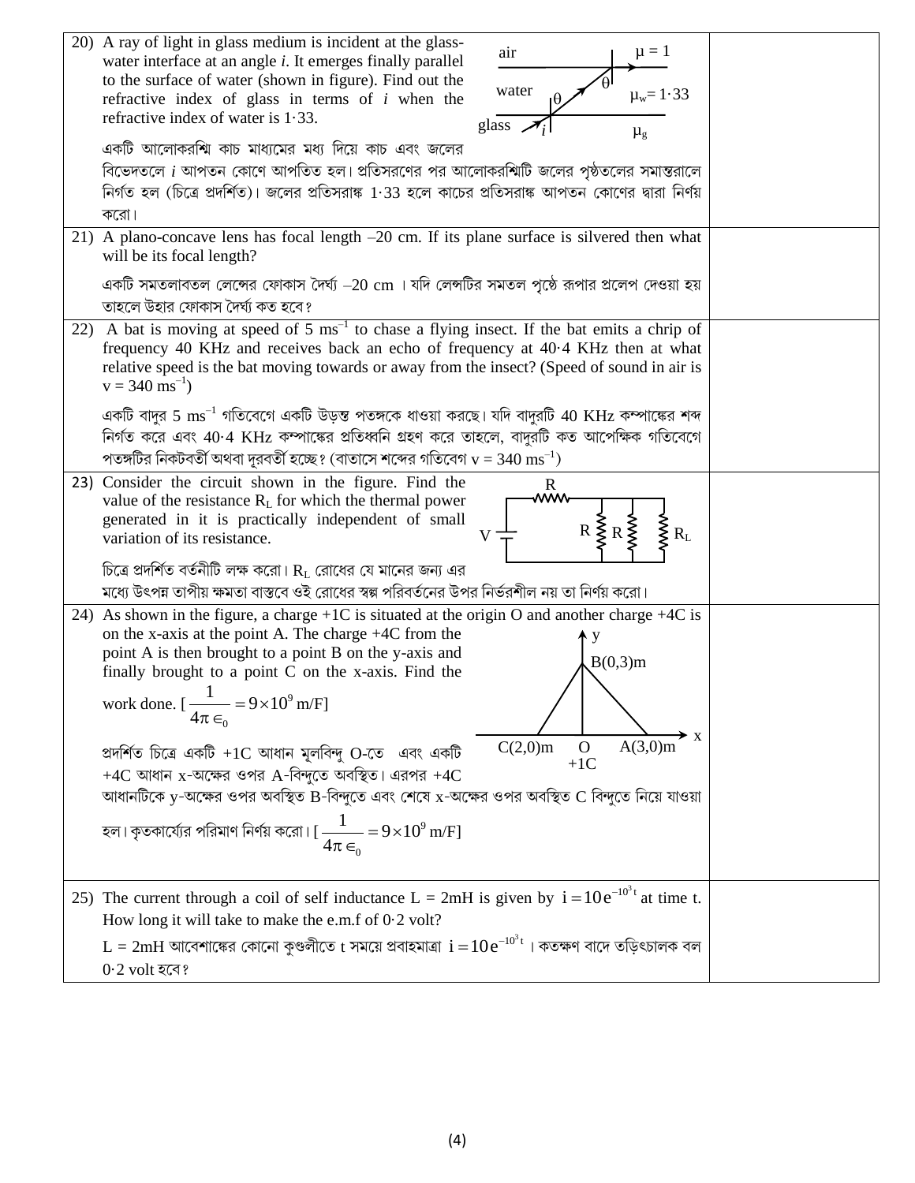20) A ray of light in glass medium is incident at the glass-water interface at an angle $i$. It emerges finally parallel to the surface of water (shown in figure). Find out the refractive index of glass in terms of $i$ when the refractive index of water is 1·33.

air $\mu = 1$

water $\theta$ $\theta$ $\mu_w = 1{\cdot}33$

glass $i$ $\mu_g$

একটি আলোকরশ্মি কাচ মাধ্যমের মধ্য দিয়ে কাচ এবং জলের বিভেদতলে $i$ আপতন কোণে আপতিত হল। প্রতিসরণের পর আলোকরশ্মিটি জলের পৃষ্ঠতলের সমান্তরালে নির্গত হল (চিত্রে প্রদর্শিত)। জলের প্রতিসরাঙ্ক 1·33 হলে কাচের প্রতিসরাঙ্ক আপতন কোণের দ্বারা নির্ণয় করো।

21) A plano-concave lens has focal length –20 cm. If its plane surface is silvered then what will be its focal length?

একটি সমতলাবতল লেন্সের ফোকাস দৈর্ঘ্য –20 cm । যদি লেন্সটির সমতল পৃষ্ঠে রূপার প্রলেপ দেওয়া হয় তাহলে উহার ফোকাস দৈর্ঘ্য কত হবে?

22) A bat is moving at speed of 5 $ms^{-1}$ to chase a flying insect. If the bat emits a chrip of frequency 40 KHz and receives back an echo of frequency at 40·4 KHz then at what relative speed is the bat moving towards or away from the insect? (Speed of sound in air is $v = 340\ ms^{-1}$)

একটি বাদুর 5 $ms^{-1}$ গতিবেগে একটি উড়ন্ত পতঙ্গকে ধাওয়া করছে। যদি বাদুরটি 40 KHz কম্পাঙ্কের শব্দ নির্গত করে এবং 40·4 KHz কম্পাঙ্কের প্রতিধ্বনি গ্রহণ করে তাহলে, বাদুরটি কত আপেক্ষিক গতিবেগে পতঙ্গটির নিকটবর্তী অথবা দূরবর্তী হচ্ছে? (বাতাসে শব্দের গতিবেগ $v = 340\ ms^{-1}$)

23) Consider the circuit shown in the figure. Find the value of the resistance $R_L$ for which the thermal power generated in it is practically independent of small variation of its resistance.

R

V R R $R_L$

চিত্রে প্রদর্শিত বর্তনীটি লক্ষ করো। $R_L$ রোধের যে মানের জন্য এর মধ্যে উৎপন্ন তাপীয় ক্ষমতা বাস্তবে ওই রোধের স্বল্প পরিবর্তনের উপর নির্ভরশীল নয় তা নির্ণয় করো।

24) As shown in the figure, a charge +1C is situated at the origin O and another charge +4C is on the x-axis at the point A. The charge +4C from the point A is then brought to a point B on the y-axis and finally brought to a point C on the x-axis. Find the work done. [$\frac{1}{4\pi \in_0} = 9 \times 10^9$ m/F]

y

B(0,3)m

x

C(2,0)m O A(3,0)m

+1C

প্রদর্শিত চিত্রে একটি +1C আধান মূলবিন্দু O-তে এবং একটি +4C আধান x-অক্ষের ওপর A-বিন্দুতে অবস্থিত। এরপর +4C আধানটিকে y-অক্ষের ওপর অবস্থিত B-বিন্দুতে এবং শেষে x-অক্ষের ওপর অবস্থিত C বিন্দুতে নিয়ে যাওয়া হল। কৃতকার্যের পরিমাণ নির্ণয় করো। [$\frac{1}{4\pi \in_0} = 9 \times 10^9$ m/F]

25) The current through a coil of self inductance L = 2mH is given by $i = 10e^{-10^3 t}$ at time t. How long it will take to make the e.m.f of 0·2 volt?

L = 2mH আবেশাঙ্কের কোনো কুণ্ডলীতে t সময়ে প্রবাহমাত্রা $i = 10e^{-10^3 t}$ । কতক্ষণ বাদে তড়িৎচালক বল 0·2 volt হবে?